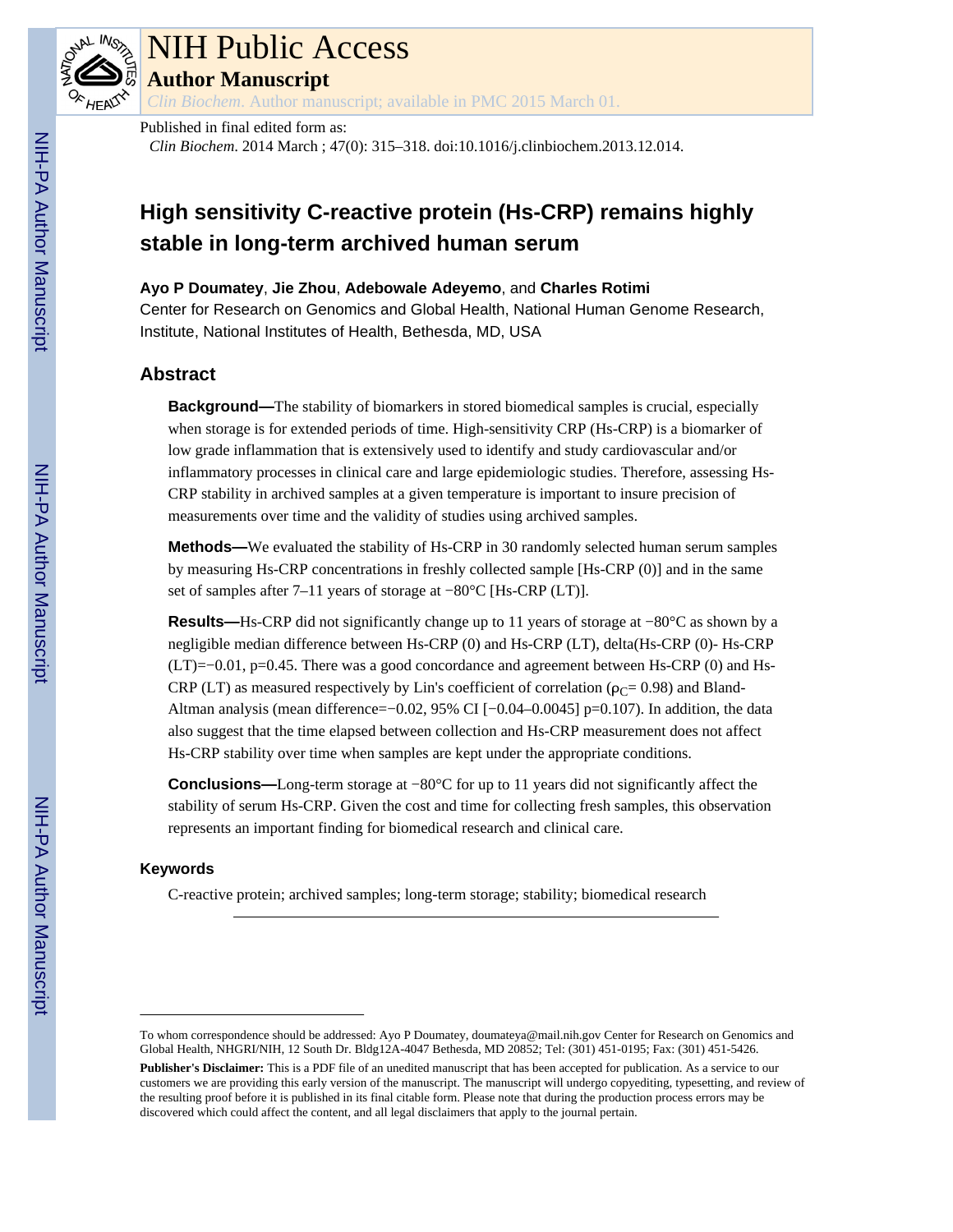# NIH Public Access

## Author Manuscript

*Clin Biochem*. Author manuscript; available in PMC 2015 March 01.

Published in final edited form as:

*Clin Biochem*. 2014 March ; 47(0): 315–318. doi:10.1016/j.clinbiochem.2013.12.014.

# High sensitivity C-reactive protein (Hs-CRP) remains highly stable in long-term archived human serum

**Ayo P Doumatey**, **Jie Zhou**, **Adebowale Adeyemo**, and **Charles Rotimi**

Center for Research on Genomics and Global Health, National Human Genome Research, Institute, National Institutes of Health, Bethesda, MD, USA

## Abstract

**Background—**The stability of biomarkers in stored biomedical samples is crucial, especially when storage is for extended periods of time. High-sensitivity CRP (Hs-CRP) is a biomarker of low grade inflammation that is extensively used to identify and study cardiovascular and/or inflammatory processes in clinical care and large epidemiologic studies. Therefore, assessing Hs-CRP stability in archived samples at a given temperature is important to insure precision of measurements over time and the validity of studies using archived samples.

**Methods—**We evaluated the stability of Hs-CRP in 30 randomly selected human serum samples by measuring Hs-CRP concentrations in freshly collected sample [Hs-CRP (0)] and in the same set of samples after 7–11 years of storage at −80°C [Hs-CRP (LT)].

**Results—**Hs-CRP did not significantly change up to 11 years of storage at −80°C as shown by a negligible median difference between Hs-CRP (0) and Hs-CRP (LT), delta(Hs-CRP (0)- Hs-CRP (LT)=−0.01, p=0.45. There was a good concordance and agreement between Hs-CRP (0) and Hs-CRP (LT) as measured respectively by Lin's coefficient of correlation ($\rho_C$= 0.98) and Bland-Altman analysis (mean difference=−0.02, 95% CI [−0.04–0.0045] p=0.107). In addition, the data also suggest that the time elapsed between collection and Hs-CRP measurement does not affect Hs-CRP stability over time when samples are kept under the appropriate conditions.

**Conclusions—**Long-term storage at −80°C for up to 11 years did not significantly affect the stability of serum Hs-CRP. Given the cost and time for collecting fresh samples, this observation represents an important finding for biomedical research and clinical care.

### Keywords

C-reactive protein; archived samples; long-term storage; stability; biomedical research

---

To whom correspondence should be addressed: Ayo P Doumatey, doumateya@mail.nih.gov Center for Research on Genomics and Global Health, NHGRI/NIH, 12 South Dr. Bldg12A-4047 Bethesda, MD 20852; Tel: (301) 451-0195; Fax: (301) 451-5426.

**Publisher's Disclaimer:** This is a PDF file of an unedited manuscript that has been accepted for publication. As a service to our customers we are providing this early version of the manuscript. The manuscript will undergo copyediting, typesetting, and review of the resulting proof before it is published in its final citable form. Please note that during the production process errors may be discovered which could affect the content, and all legal disclaimers that apply to the journal pertain.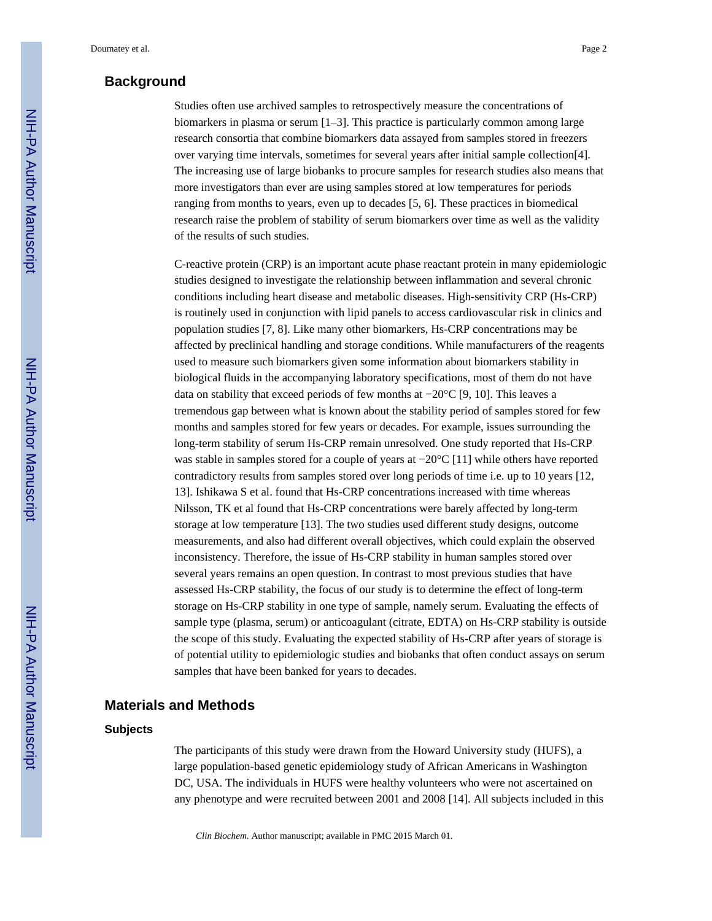## Background

Studies often use archived samples to retrospectively measure the concentrations of biomarkers in plasma or serum [1–3]. This practice is particularly common among large research consortia that combine biomarkers data assayed from samples stored in freezers over varying time intervals, sometimes for several years after initial sample collection[4]. The increasing use of large biobanks to procure samples for research studies also means that more investigators than ever are using samples stored at low temperatures for periods ranging from months to years, even up to decades [5, 6]. These practices in biomedical research raise the problem of stability of serum biomarkers over time as well as the validity of the results of such studies.

C-reactive protein (CRP) is an important acute phase reactant protein in many epidemiologic studies designed to investigate the relationship between inflammation and several chronic conditions including heart disease and metabolic diseases. High-sensitivity CRP (Hs-CRP) is routinely used in conjunction with lipid panels to access cardiovascular risk in clinics and population studies [7, 8]. Like many other biomarkers, Hs-CRP concentrations may be affected by preclinical handling and storage conditions. While manufacturers of the reagents used to measure such biomarkers given some information about biomarkers stability in biological fluids in the accompanying laboratory specifications, most of them do not have data on stability that exceed periods of few months at −20°C [9, 10]. This leaves a tremendous gap between what is known about the stability period of samples stored for few months and samples stored for few years or decades. For example, issues surrounding the long-term stability of serum Hs-CRP remain unresolved. One study reported that Hs-CRP was stable in samples stored for a couple of years at −20°C [11] while others have reported contradictory results from samples stored over long periods of time i.e. up to 10 years [12, 13]. Ishikawa S et al. found that Hs-CRP concentrations increased with time whereas Nilsson, TK et al found that Hs-CRP concentrations were barely affected by long-term storage at low temperature [13]. The two studies used different study designs, outcome measurements, and also had different overall objectives, which could explain the observed inconsistency. Therefore, the issue of Hs-CRP stability in human samples stored over several years remains an open question. In contrast to most previous studies that have assessed Hs-CRP stability, the focus of our study is to determine the effect of long-term storage on Hs-CRP stability in one type of sample, namely serum. Evaluating the effects of sample type (plasma, serum) or anticoagulant (citrate, EDTA) on Hs-CRP stability is outside the scope of this study. Evaluating the expected stability of Hs-CRP after years of storage is of potential utility to epidemiologic studies and biobanks that often conduct assays on serum samples that have been banked for years to decades.

## Materials and Methods

### Subjects

The participants of this study were drawn from the Howard University study (HUFS), a large population-based genetic epidemiology study of African Americans in Washington DC, USA. The individuals in HUFS were healthy volunteers who were not ascertained on any phenotype and were recruited between 2001 and 2008 [14]. All subjects included in this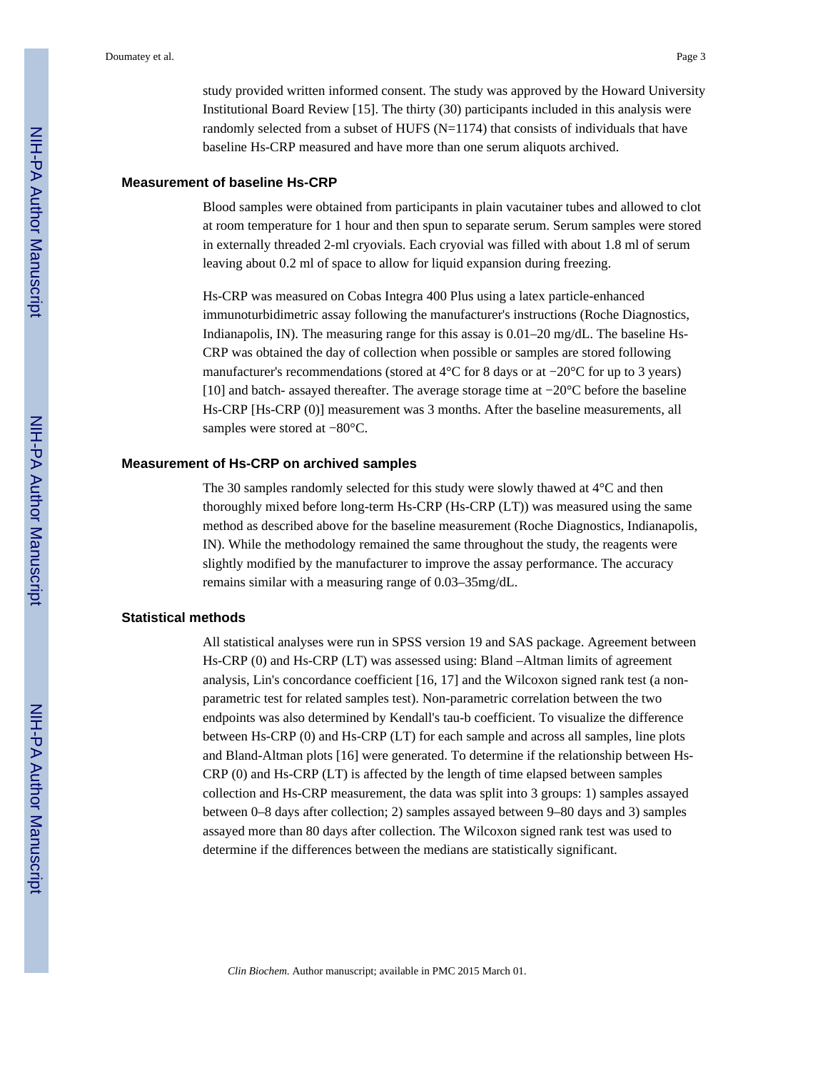study provided written informed consent. The study was approved by the Howard University Institutional Board Review [15]. The thirty (30) participants included in this analysis were randomly selected from a subset of HUFS (N=1174) that consists of individuals that have baseline Hs-CRP measured and have more than one serum aliquots archived.

### Measurement of baseline Hs-CRP

Blood samples were obtained from participants in plain vacutainer tubes and allowed to clot at room temperature for 1 hour and then spun to separate serum. Serum samples were stored in externally threaded 2-ml cryovials. Each cryovial was filled with about 1.8 ml of serum leaving about 0.2 ml of space to allow for liquid expansion during freezing.

Hs-CRP was measured on Cobas Integra 400 Plus using a latex particle-enhanced immunoturbidimetric assay following the manufacturer's instructions (Roche Diagnostics, Indianapolis, IN). The measuring range for this assay is 0.01–20 mg/dL. The baseline Hs-CRP was obtained the day of collection when possible or samples are stored following manufacturer's recommendations (stored at 4°C for 8 days or at −20°C for up to 3 years) [10] and batch- assayed thereafter. The average storage time at −20°C before the baseline Hs-CRP [Hs-CRP (0)] measurement was 3 months. After the baseline measurements, all samples were stored at −80°C.

### Measurement of Hs-CRP on archived samples

The 30 samples randomly selected for this study were slowly thawed at 4°C and then thoroughly mixed before long-term Hs-CRP (Hs-CRP (LT)) was measured using the same method as described above for the baseline measurement (Roche Diagnostics, Indianapolis, IN). While the methodology remained the same throughout the study, the reagents were slightly modified by the manufacturer to improve the assay performance. The accuracy remains similar with a measuring range of 0.03–35mg/dL.

### Statistical methods

All statistical analyses were run in SPSS version 19 and SAS package. Agreement between Hs-CRP (0) and Hs-CRP (LT) was assessed using: Bland –Altman limits of agreement analysis, Lin's concordance coefficient [16, 17] and the Wilcoxon signed rank test (a non-parametric test for related samples test). Non-parametric correlation between the two endpoints was also determined by Kendall's tau-b coefficient. To visualize the difference between Hs-CRP (0) and Hs-CRP (LT) for each sample and across all samples, line plots and Bland-Altman plots [16] were generated. To determine if the relationship between Hs-CRP (0) and Hs-CRP (LT) is affected by the length of time elapsed between samples collection and Hs-CRP measurement, the data was split into 3 groups: 1) samples assayed between 0–8 days after collection; 2) samples assayed between 9–80 days and 3) samples assayed more than 80 days after collection. The Wilcoxon signed rank test was used to determine if the differences between the medians are statistically significant.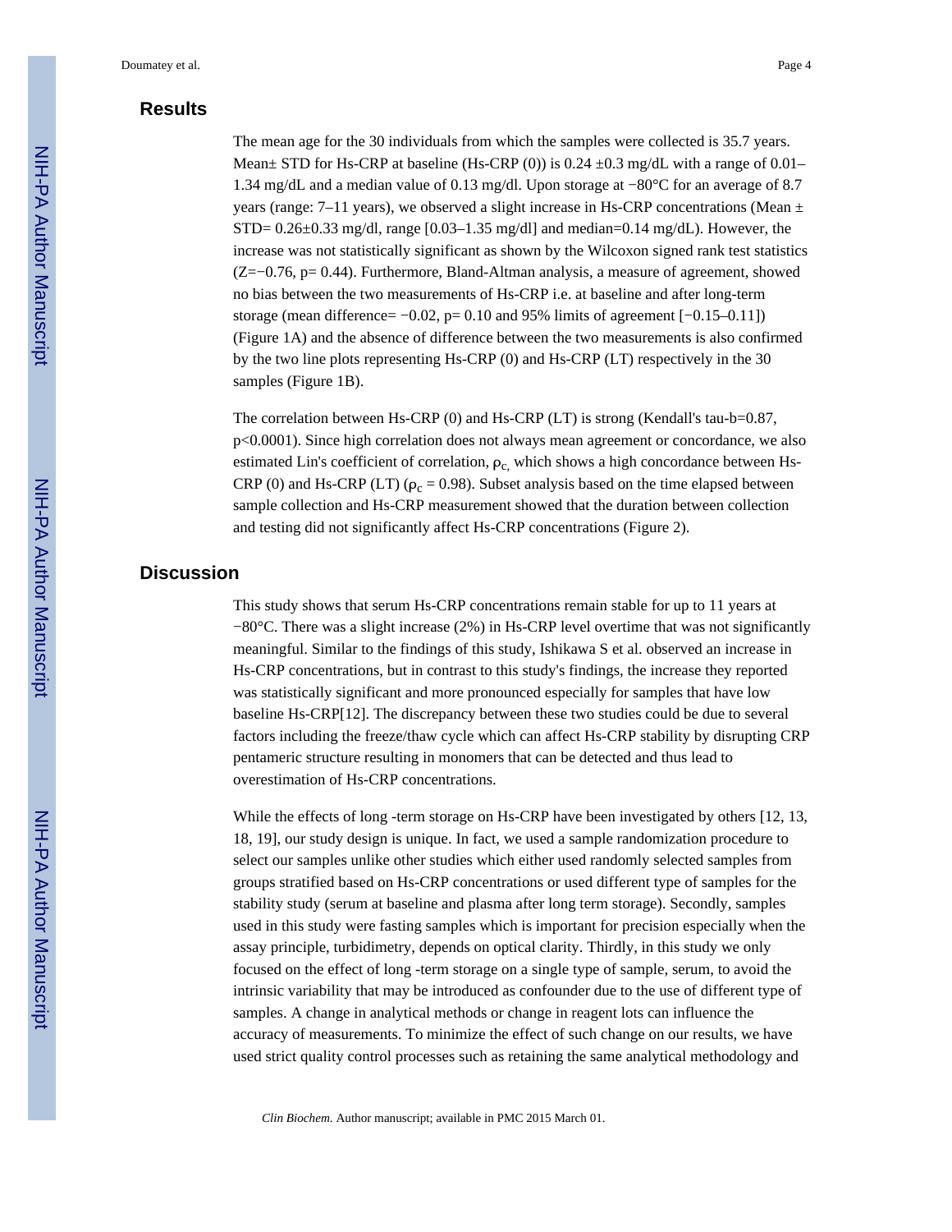## Results

The mean age for the 30 individuals from which the samples were collected is 35.7 years. Mean± STD for Hs-CRP at baseline (Hs-CRP (0)) is 0.24 ±0.3 mg/dL with a range of 0.01–1.34 mg/dL and a median value of 0.13 mg/dl. Upon storage at −80°C for an average of 8.7 years (range: 7–11 years), we observed a slight increase in Hs-CRP concentrations (Mean ± STD= 0.26±0.33 mg/dl, range [0.03–1.35 mg/dl] and median=0.14 mg/dL). However, the increase was not statistically significant as shown by the Wilcoxon signed rank test statistics (Z=−0.76, p= 0.44). Furthermore, Bland-Altman analysis, a measure of agreement, showed no bias between the two measurements of Hs-CRP i.e. at baseline and after long-term storage (mean difference= −0.02, p= 0.10 and 95% limits of agreement [−0.15–0.11]) (Figure 1A) and the absence of difference between the two measurements is also confirmed by the two line plots representing Hs-CRP (0) and Hs-CRP (LT) respectively in the 30 samples (Figure 1B).

The correlation between Hs-CRP (0) and Hs-CRP (LT) is strong (Kendall's tau-b=0.87, p<0.0001). Since high correlation does not always mean agreement or concordance, we also estimated Lin's coefficient of correlation, $\rho_c$, which shows a high concordance between Hs-CRP (0) and Hs-CRP (LT) ($\rho_c$ = 0.98). Subset analysis based on the time elapsed between sample collection and Hs-CRP measurement showed that the duration between collection and testing did not significantly affect Hs-CRP concentrations (Figure 2).

## Discussion

This study shows that serum Hs-CRP concentrations remain stable for up to 11 years at −80°C. There was a slight increase (2%) in Hs-CRP level overtime that was not significantly meaningful. Similar to the findings of this study, Ishikawa S et al. observed an increase in Hs-CRP concentrations, but in contrast to this study's findings, the increase they reported was statistically significant and more pronounced especially for samples that have low baseline Hs-CRP[12]. The discrepancy between these two studies could be due to several factors including the freeze/thaw cycle which can affect Hs-CRP stability by disrupting CRP pentameric structure resulting in monomers that can be detected and thus lead to overestimation of Hs-CRP concentrations.

While the effects of long -term storage on Hs-CRP have been investigated by others [12, 13, 18, 19], our study design is unique. In fact, we used a sample randomization procedure to select our samples unlike other studies which either used randomly selected samples from groups stratified based on Hs-CRP concentrations or used different type of samples for the stability study (serum at baseline and plasma after long term storage). Secondly, samples used in this study were fasting samples which is important for precision especially when the assay principle, turbidimetry, depends on optical clarity. Thirdly, in this study we only focused on the effect of long -term storage on a single type of sample, serum, to avoid the intrinsic variability that may be introduced as confounder due to the use of different type of samples. A change in analytical methods or change in reagent lots can influence the accuracy of measurements. To minimize the effect of such change on our results, we have used strict quality control processes such as retaining the same analytical methodology and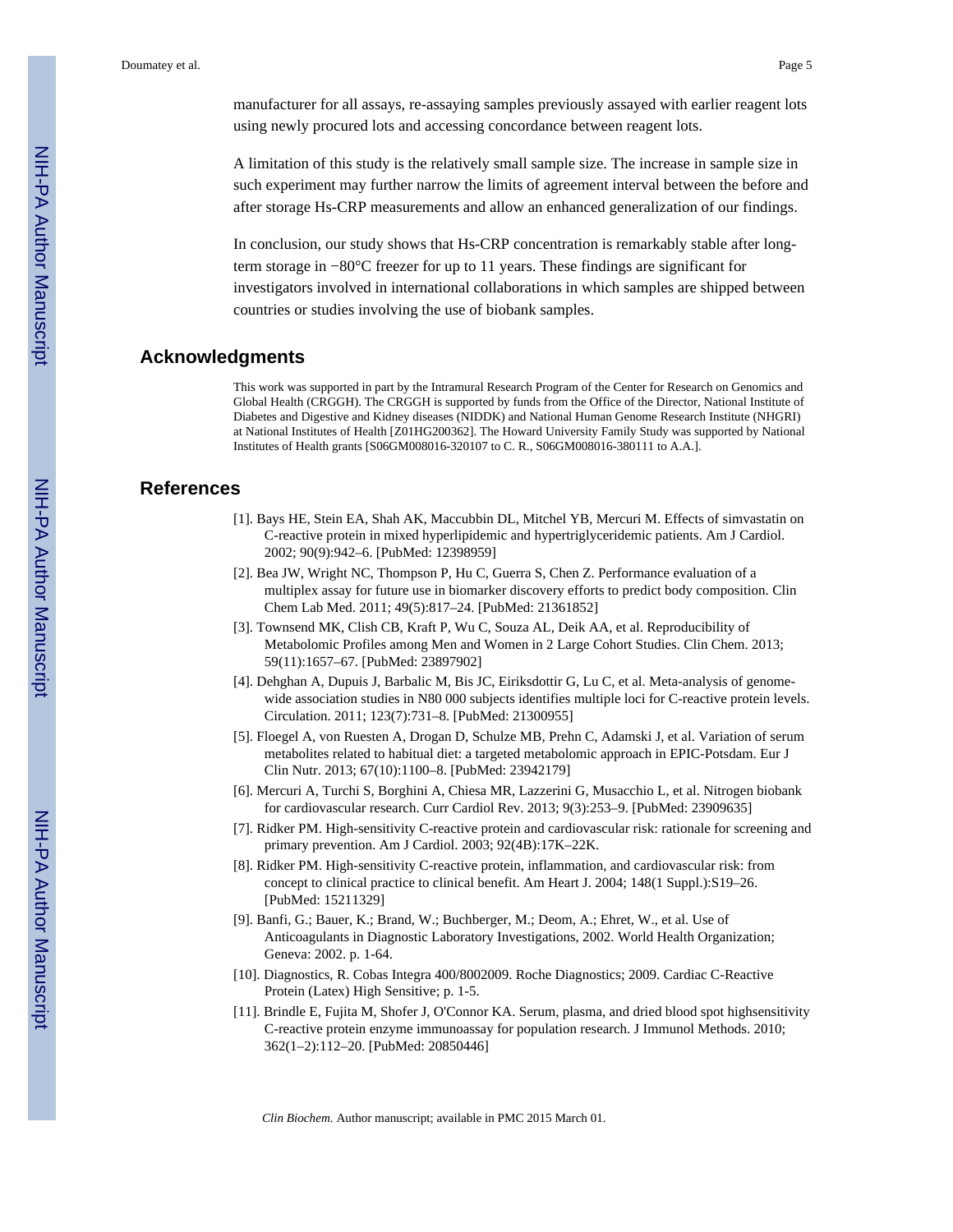manufacturer for all assays, re-assaying samples previously assayed with earlier reagent lots using newly procured lots and accessing concordance between reagent lots.

A limitation of this study is the relatively small sample size. The increase in sample size in such experiment may further narrow the limits of agreement interval between the before and after storage Hs-CRP measurements and allow an enhanced generalization of our findings.

In conclusion, our study shows that Hs-CRP concentration is remarkably stable after long-term storage in −80°C freezer for up to 11 years. These findings are significant for investigators involved in international collaborations in which samples are shipped between countries or studies involving the use of biobank samples.

## Acknowledgments

This work was supported in part by the Intramural Research Program of the Center for Research on Genomics and Global Health (CRGGH). The CRGGH is supported by funds from the Office of the Director, National Institute of Diabetes and Digestive and Kidney diseases (NIDDK) and National Human Genome Research Institute (NHGRI) at National Institutes of Health [Z01HG200362]. The Howard University Family Study was supported by National Institutes of Health grants [S06GM008016-320107 to C. R., S06GM008016-380111 to A.A.].

## References

[1]. Bays HE, Stein EA, Shah AK, Maccubbin DL, Mitchel YB, Mercuri M. Effects of simvastatin on C-reactive protein in mixed hyperlipidemic and hypertriglyceridemic patients. Am J Cardiol. 2002; 90(9):942–6. [PubMed: 12398959]

[2]. Bea JW, Wright NC, Thompson P, Hu C, Guerra S, Chen Z. Performance evaluation of a multiplex assay for future use in biomarker discovery efforts to predict body composition. Clin Chem Lab Med. 2011; 49(5):817–24. [PubMed: 21361852]

[3]. Townsend MK, Clish CB, Kraft P, Wu C, Souza AL, Deik AA, et al. Reproducibility of Metabolomic Profiles among Men and Women in 2 Large Cohort Studies. Clin Chem. 2013; 59(11):1657–67. [PubMed: 23897902]

[4]. Dehghan A, Dupuis J, Barbalic M, Bis JC, Eiriksdottir G, Lu C, et al. Meta-analysis of genome-wide association studies in N80 000 subjects identifies multiple loci for C-reactive protein levels. Circulation. 2011; 123(7):731–8. [PubMed: 21300955]

[5]. Floegel A, von Ruesten A, Drogan D, Schulze MB, Prehn C, Adamski J, et al. Variation of serum metabolites related to habitual diet: a targeted metabolomic approach in EPIC-Potsdam. Eur J Clin Nutr. 2013; 67(10):1100–8. [PubMed: 23942179]

[6]. Mercuri A, Turchi S, Borghini A, Chiesa MR, Lazzerini G, Musacchio L, et al. Nitrogen biobank for cardiovascular research. Curr Cardiol Rev. 2013; 9(3):253–9. [PubMed: 23909635]

[7]. Ridker PM. High-sensitivity C-reactive protein and cardiovascular risk: rationale for screening and primary prevention. Am J Cardiol. 2003; 92(4B):17K–22K.

[8]. Ridker PM. High-sensitivity C-reactive protein, inflammation, and cardiovascular risk: from concept to clinical practice to clinical benefit. Am Heart J. 2004; 148(1 Suppl.):S19–26. [PubMed: 15211329]

[9]. Banfi, G.; Bauer, K.; Brand, W.; Buchberger, M.; Deom, A.; Ehret, W., et al. Use of Anticoagulants in Diagnostic Laboratory Investigations, 2002. World Health Organization; Geneva: 2002. p. 1-64.

[10]. Diagnostics, R. Cobas Integra 400/8002009. Roche Diagnostics; 2009. Cardiac C-Reactive Protein (Latex) High Sensitive; p. 1-5.

[11]. Brindle E, Fujita M, Shofer J, O'Connor KA. Serum, plasma, and dried blood spot highsensitivity C-reactive protein enzyme immunoassay for population research. J Immunol Methods. 2010; 362(1–2):112–20. [PubMed: 20850446]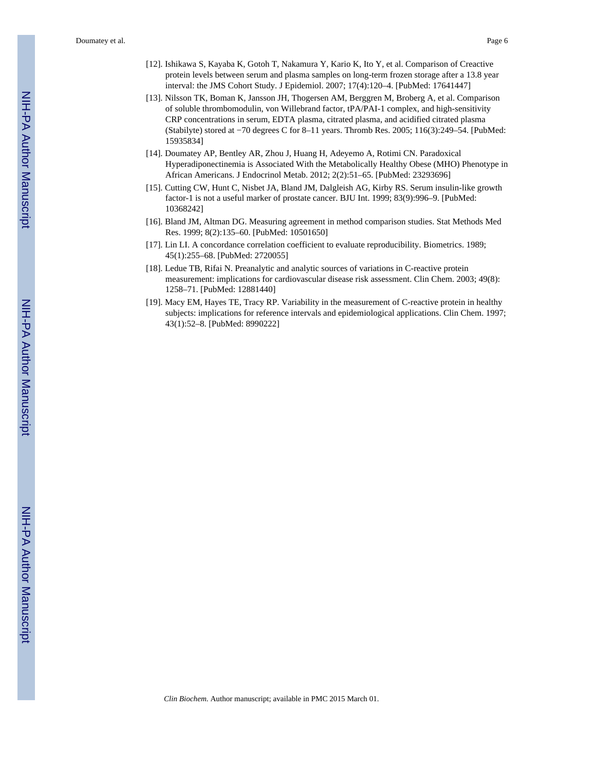[12]. Ishikawa S, Kayaba K, Gotoh T, Nakamura Y, Kario K, Ito Y, et al. Comparison of Creactive protein levels between serum and plasma samples on long-term frozen storage after a 13.8 year interval: the JMS Cohort Study. J Epidemiol. 2007; 17(4):120–4. [PubMed: 17641447]

[13]. Nilsson TK, Boman K, Jansson JH, Thogersen AM, Berggren M, Broberg A, et al. Comparison of soluble thrombomodulin, von Willebrand factor, tPA/PAI-1 complex, and high-sensitivity CRP concentrations in serum, EDTA plasma, citrated plasma, and acidified citrated plasma (Stabilyte) stored at −70 degrees C for 8–11 years. Thromb Res. 2005; 116(3):249–54. [PubMed: 15935834]

[14]. Doumatey AP, Bentley AR, Zhou J, Huang H, Adeyemo A, Rotimi CN. Paradoxical Hyperadiponectinemia is Associated With the Metabolically Healthy Obese (MHO) Phenotype in African Americans. J Endocrinol Metab. 2012; 2(2):51–65. [PubMed: 23293696]

[15]. Cutting CW, Hunt C, Nisbet JA, Bland JM, Dalgleish AG, Kirby RS. Serum insulin-like growth factor-1 is not a useful marker of prostate cancer. BJU Int. 1999; 83(9):996–9. [PubMed: 10368242]

[16]. Bland JM, Altman DG. Measuring agreement in method comparison studies. Stat Methods Med Res. 1999; 8(2):135–60. [PubMed: 10501650]

[17]. Lin LI. A concordance correlation coefficient to evaluate reproducibility. Biometrics. 1989; 45(1):255–68. [PubMed: 2720055]

[18]. Ledue TB, Rifai N. Preanalytic and analytic sources of variations in C-reactive protein measurement: implications for cardiovascular disease risk assessment. Clin Chem. 2003; 49(8): 1258–71. [PubMed: 12881440]

[19]. Macy EM, Hayes TE, Tracy RP. Variability in the measurement of C-reactive protein in healthy subjects: implications for reference intervals and epidemiological applications. Clin Chem. 1997; 43(1):52–8. [PubMed: 8990222]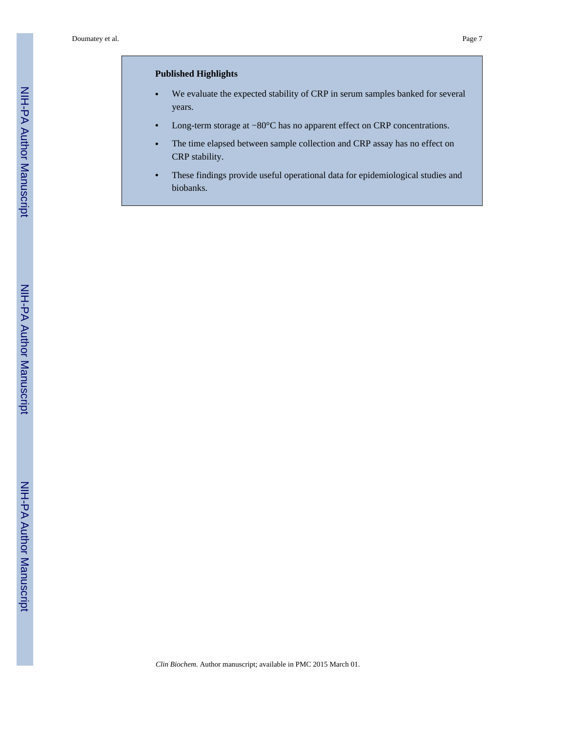**Published Highlights**

- We evaluate the expected stability of CRP in serum samples banked for several years.
- Long-term storage at −80°C has no apparent effect on CRP concentrations.
- The time elapsed between sample collection and CRP assay has no effect on CRP stability.
- These findings provide useful operational data for epidemiological studies and biobanks.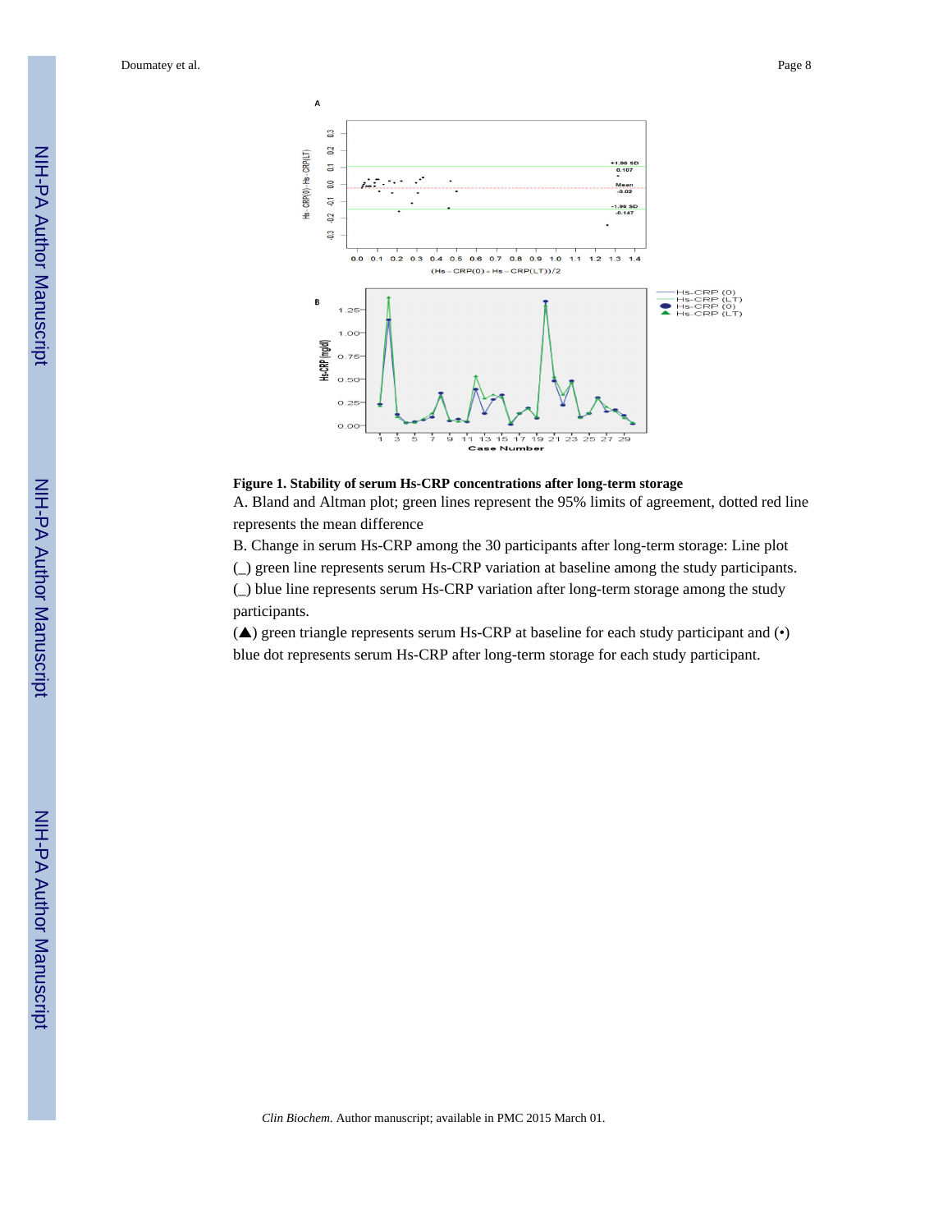**Figure 1. Stability of serum Hs-CRP concentrations after long-term storage**

A. Bland and Altman plot; green lines represent the 95% limits of agreement, dotted red line represents the mean difference

B. Change in serum Hs-CRP among the 30 participants after long-term storage: Line plot (_) green line represents serum Hs-CRP variation at baseline among the study participants. (_) blue line represents serum Hs-CRP variation after long-term storage among the study participants.

(▲) green triangle represents serum Hs-CRP at baseline for each study participant and (•) blue dot represents serum Hs-CRP after long-term storage for each study participant.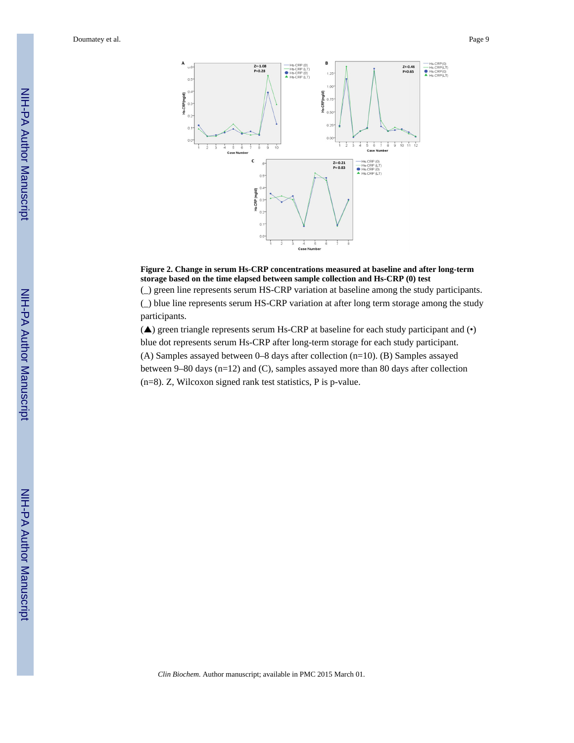A

Z=-1.08
P=0.28

Hs-CRP (0)
Hs-CRP (LT)
Hs-CRP (0)
Hs-CRP (LT)

Hs-CRP(mg/dl)

0.6
0.5
0.4
0.3
0.2
0.1
0.0

1 2 3 4 5 6 7 8 9 10

Case Number

B

Z=-0.46
P=0.65

Hs-CRP(0)
Hs-CRP(LT)
Hs-CRP(0)
Hs-CRP(LT)

Hs-CRP(mg/dl)

1.25
1.00
0.75
0.50
0.25
0.00

1 2 3 4 5 6 7 8 9 10 11 12

Case Number

C

Z=-0.21
P= 0.83

Hs-CRP (0)
Hs-CRP (LT)
Hs-CRP (0)
Hs-CRP (LT)

Hs-CRP (mg/dl)

.6
0.5
0.4
0.3
0.2
0.1
0.0

1 2 3 4 5 6 7 8

Case Number

**Figure 2. Change in serum Hs-CRP concentrations measured at baseline and after long-term storage based on the time elapsed between sample collection and Hs-CRP (0) test**

(_) green line represents serum HS-CRP variation at baseline among the study participants. (_) blue line represents serum HS-CRP variation at after long term storage among the study participants.

(▲) green triangle represents serum Hs-CRP at baseline for each study participant and (•) blue dot represents serum Hs-CRP after long-term storage for each study participant. (A) Samples assayed between 0–8 days after collection (n=10). (B) Samples assayed between 9–80 days (n=12) and (C), samples assayed more than 80 days after collection (n=8). Z, Wilcoxon signed rank test statistics, P is p-value.